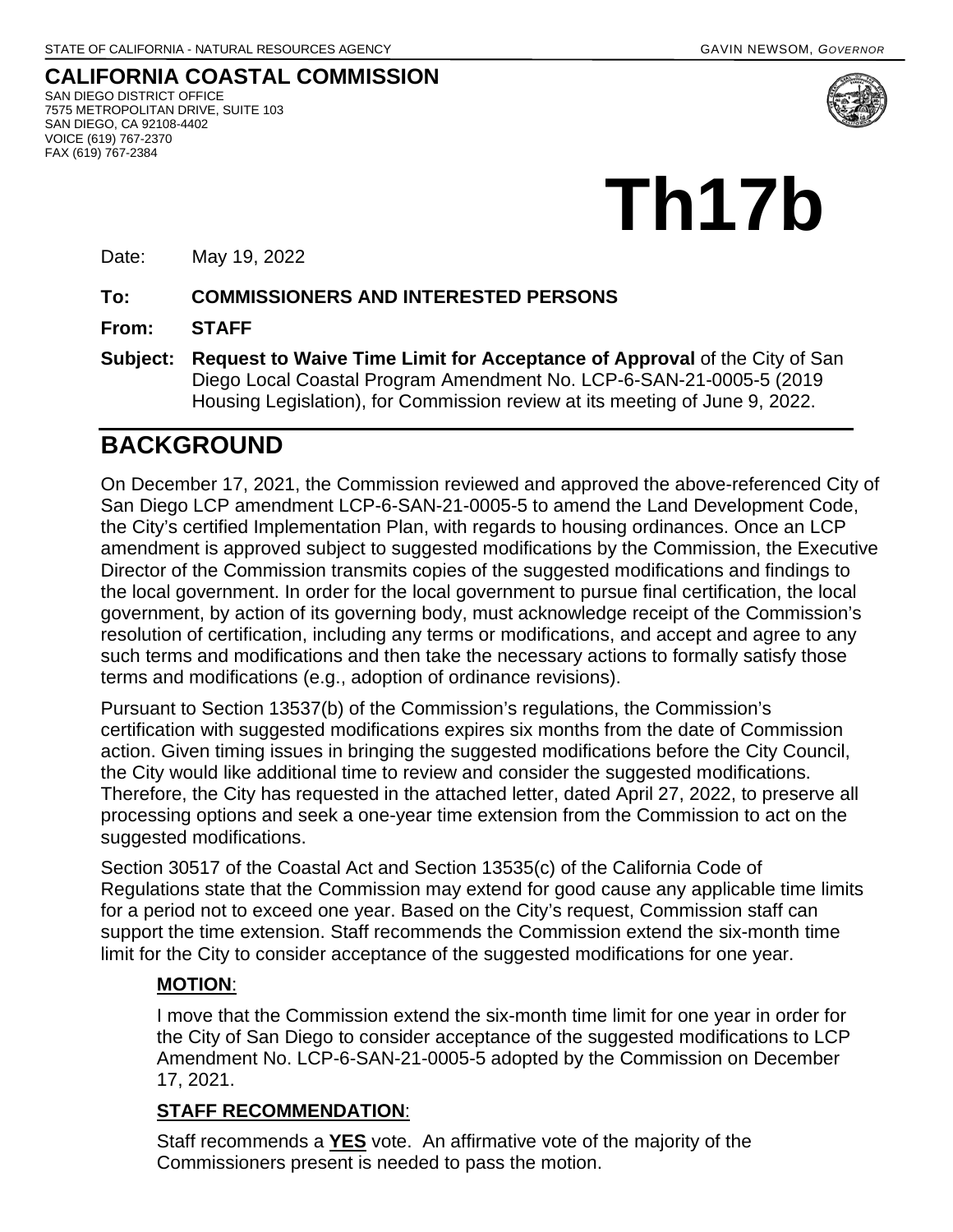STATE OF CALIFORNIA - NATURAL RESOURCES AGENCY GAVIN NEWSOM, *GOVERNOR*

**CALIFORNIA COASTAL COMMISSION**
SAN DIEGO DISTRICT OFFICE
7575 METROPOLITAN DRIVE, SUITE 103
SAN DIEGO, CA 92108-4402
VOICE (619) 767-2370
FAX (619) 767-2384

# Th17b

Date: May 19, 2022

**To: COMMISSIONERS AND INTERESTED PERSONS**

**From: STAFF**

**Subject: Request to Waive Time Limit for Acceptance of Approval** of the City of San Diego Local Coastal Program Amendment No. LCP-6-SAN-21-0005-5 (2019 Housing Legislation), for Commission review at its meeting of June 9, 2022.

## BACKGROUND

On December 17, 2021, the Commission reviewed and approved the above-referenced City of San Diego LCP amendment LCP-6-SAN-21-0005-5 to amend the Land Development Code, the City's certified Implementation Plan, with regards to housing ordinances. Once an LCP amendment is approved subject to suggested modifications by the Commission, the Executive Director of the Commission transmits copies of the suggested modifications and findings to the local government. In order for the local government to pursue final certification, the local government, by action of its governing body, must acknowledge receipt of the Commission's resolution of certification, including any terms or modifications, and accept and agree to any such terms and modifications and then take the necessary actions to formally satisfy those terms and modifications (e.g., adoption of ordinance revisions).

Pursuant to Section 13537(b) of the Commission's regulations, the Commission's certification with suggested modifications expires six months from the date of Commission action. Given timing issues in bringing the suggested modifications before the City Council, the City would like additional time to review and consider the suggested modifications. Therefore, the City has requested in the attached letter, dated April 27, 2022, to preserve all processing options and seek a one-year time extension from the Commission to act on the suggested modifications.

Section 30517 of the Coastal Act and Section 13535(c) of the California Code of Regulations state that the Commission may extend for good cause any applicable time limits for a period not to exceed one year. Based on the City's request, Commission staff can support the time extension. Staff recommends the Commission extend the six-month time limit for the City to consider acceptance of the suggested modifications for one year.

**MOTION**:

I move that the Commission extend the six-month time limit for one year in order for the City of San Diego to consider acceptance of the suggested modifications to LCP Amendment No. LCP-6-SAN-21-0005-5 adopted by the Commission on December 17, 2021.

**STAFF RECOMMENDATION**:

Staff recommends a **YES** vote. An affirmative vote of the majority of the Commissioners present is needed to pass the motion.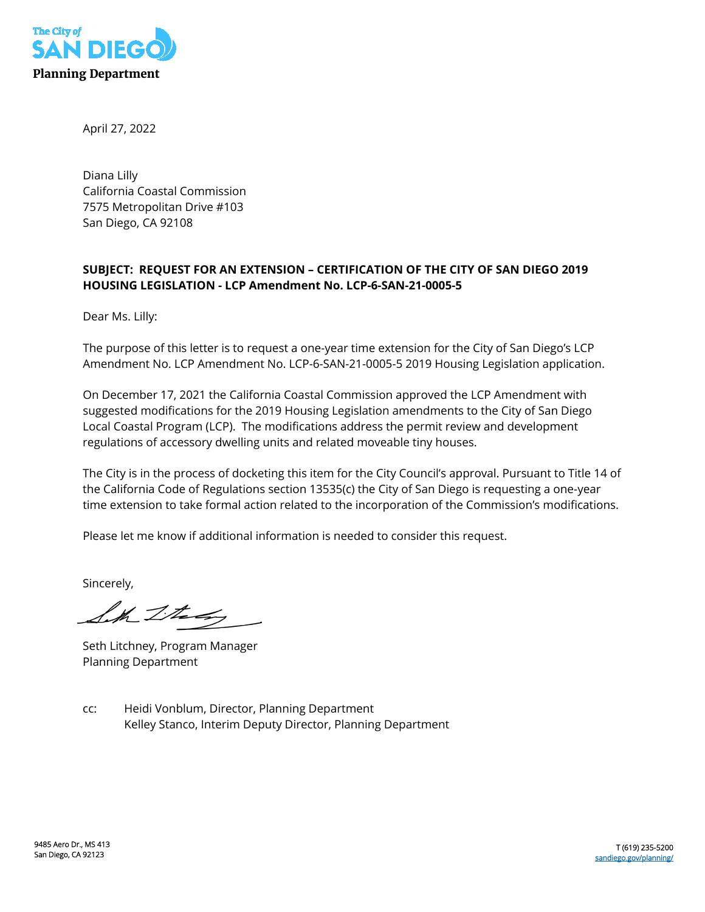The City of SAN DIEGO
**Planning Department**

April 27, 2022

Diana Lilly
California Coastal Commission
7575 Metropolitan Drive #103
San Diego, CA 92108

**SUBJECT: REQUEST FOR AN EXTENSION – CERTIFICATION OF THE CITY OF SAN DIEGO 2019 HOUSING LEGISLATION - LCP Amendment No. LCP-6-SAN-21-0005-5**

Dear Ms. Lilly:

The purpose of this letter is to request a one-year time extension for the City of San Diego's LCP Amendment No. LCP Amendment No. LCP-6-SAN-21-0005-5 2019 Housing Legislation application.

On December 17, 2021 the California Coastal Commission approved the LCP Amendment with suggested modifications for the 2019 Housing Legislation amendments to the City of San Diego Local Coastal Program (LCP). The modifications address the permit review and development regulations of accessory dwelling units and related moveable tiny houses.

The City is in the process of docketing this item for the City Council's approval. Pursuant to Title 14 of the California Code of Regulations section 13535(c) the City of San Diego is requesting a one-year time extension to take formal action related to the incorporation of the Commission's modifications.

Please let me know if additional information is needed to consider this request.

Sincerely,

Seth Litchney, Program Manager
Planning Department

cc: Heidi Vonblum, Director, Planning Department
Kelley Stanco, Interim Deputy Director, Planning Department

9485 Aero Dr., MS 413
San Diego, CA 92123

T (619) 235-5200
sandiego.gov/planning/